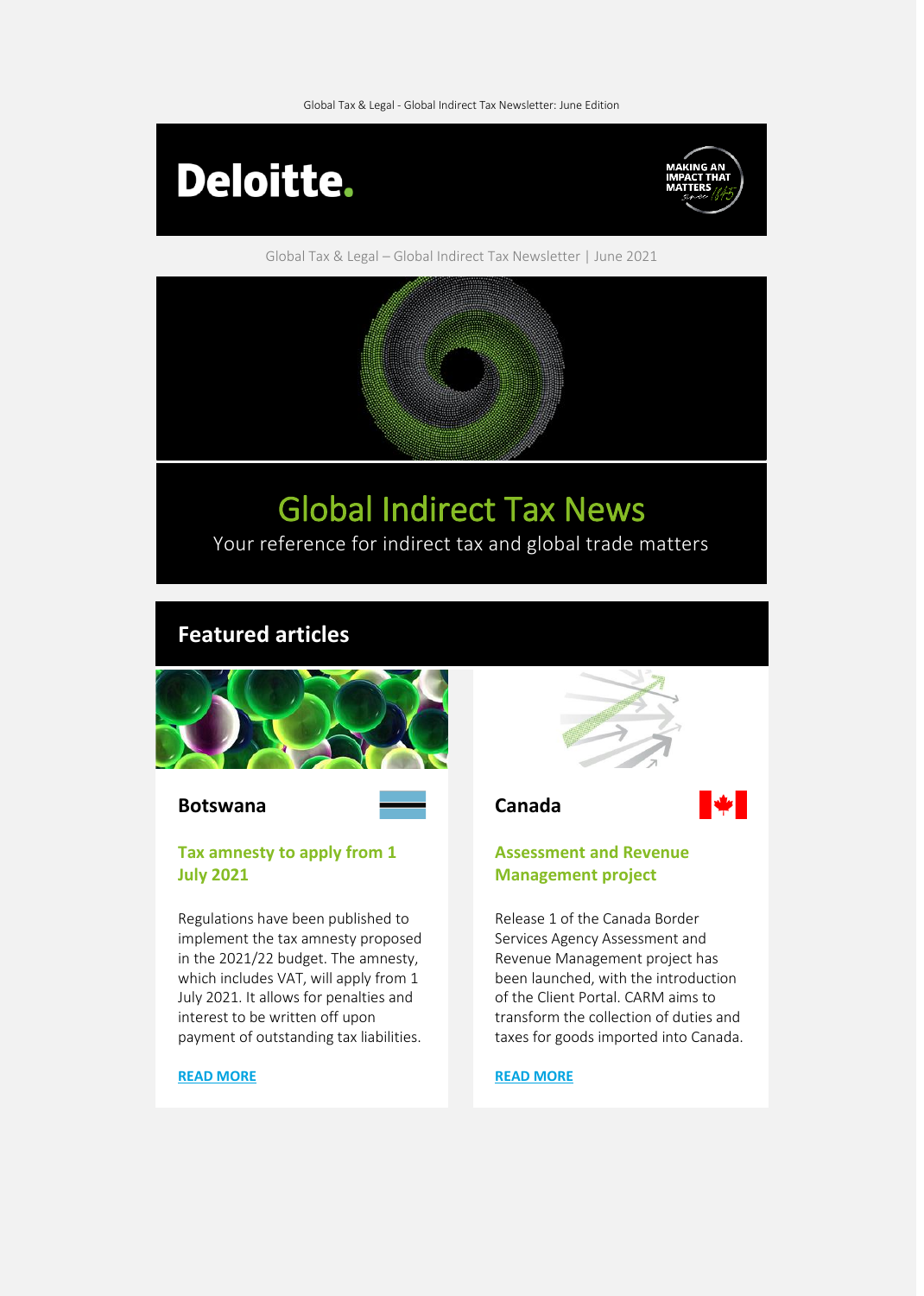Global Tax & Legal - Global Indirect Tax Newsletter: June Edition

Deloitte.

MAKING AN IMPACT THAT MATTERS

Global Tax & Legal – Global Indirect Tax Newsletter | June 2021

# Global Indirect Tax News

Your reference for indirect tax and global trade matters

## Featured articles

### Botswana

**Tax amnesty to apply from 1 July 2021**

Regulations have been published to implement the tax amnesty proposed in the 2021/22 budget. The amnesty, which includes VAT, will apply from 1 July 2021. It allows for penalties and interest to be written off upon payment of outstanding tax liabilities.

**READ MORE**

### Canada

**Assessment and Revenue Management project**

Release 1 of the Canada Border Services Agency Assessment and Revenue Management project has been launched, with the introduction of the Client Portal. CARM aims to transform the collection of duties and taxes for goods imported into Canada.

**READ MORE**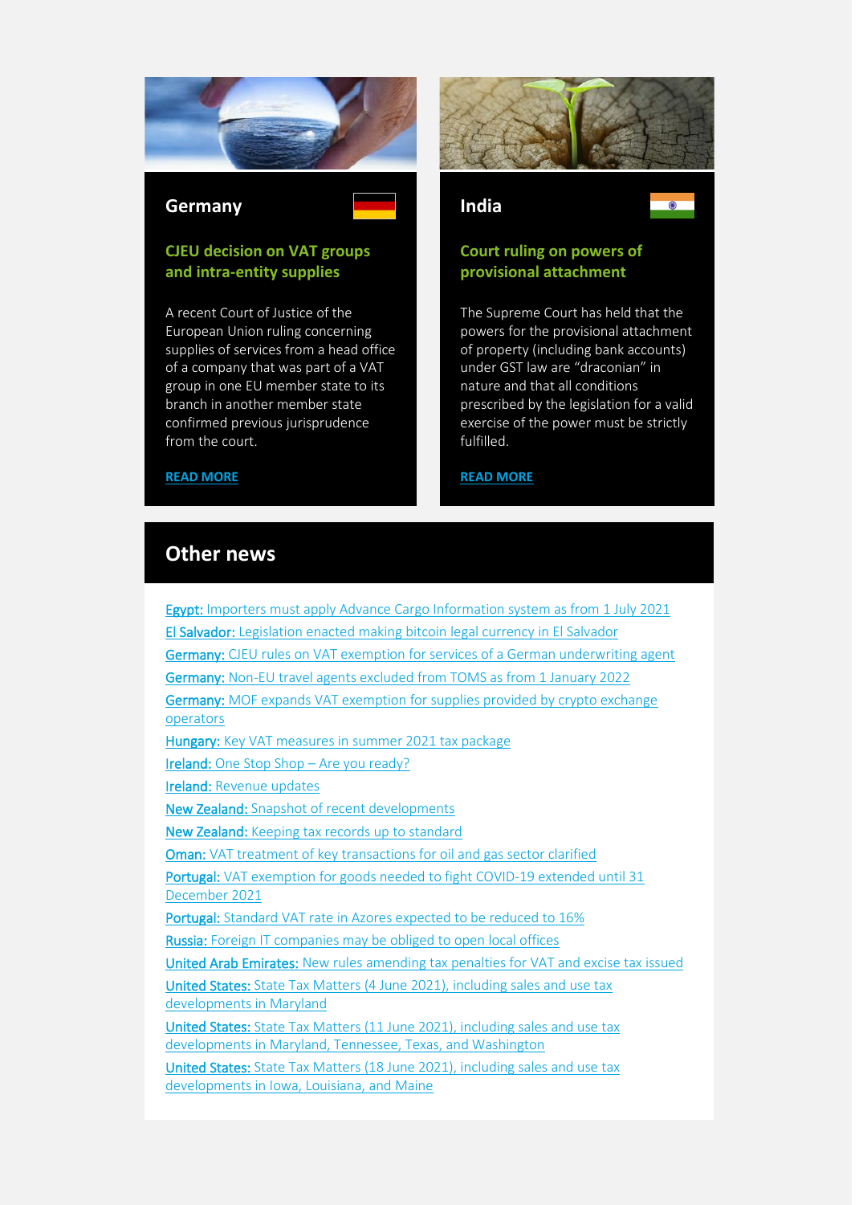## Germany

### CJEU decision on VAT groups and intra-entity supplies

A recent Court of Justice of the European Union ruling concerning supplies of services from a head office of a company that was part of a VAT group in one EU member state to its branch in another member state confirmed previous jurisprudence from the court.

**READ MORE**

## India

### Court ruling on powers of provisional attachment

The Supreme Court has held that the powers for the provisional attachment of property (including bank accounts) under GST law are "draconian" in nature and that all conditions prescribed by the legislation for a valid exercise of the power must be strictly fulfilled.

**READ MORE**

## Other news

- **Egypt:** Importers must apply Advance Cargo Information system as from 1 July 2021
- **El Salvador:** Legislation enacted making bitcoin legal currency in El Salvador
- **Germany:** CJEU rules on VAT exemption for services of a German underwriting agent
- **Germany:** Non-EU travel agents excluded from TOMS as from 1 January 2022
- **Germany:** MOF expands VAT exemption for supplies provided by crypto exchange operators
- **Hungary:** Key VAT measures in summer 2021 tax package
- **Ireland:** One Stop Shop – Are you ready?
- **Ireland:** Revenue updates
- **New Zealand:** Snapshot of recent developments
- **New Zealand:** Keeping tax records up to standard
- **Oman:** VAT treatment of key transactions for oil and gas sector clarified
- **Portugal:** VAT exemption for goods needed to fight COVID-19 extended until 31 December 2021
- **Portugal:** Standard VAT rate in Azores expected to be reduced to 16%
- **Russia:** Foreign IT companies may be obliged to open local offices
- **United Arab Emirates:** New rules amending tax penalties for VAT and excise tax issued
- **United States:** State Tax Matters (4 June 2021), including sales and use tax developments in Maryland
- **United States:** State Tax Matters (11 June 2021), including sales and use tax developments in Maryland, Tennessee, Texas, and Washington
- **United States:** State Tax Matters (18 June 2021), including sales and use tax developments in Iowa, Louisiana, and Maine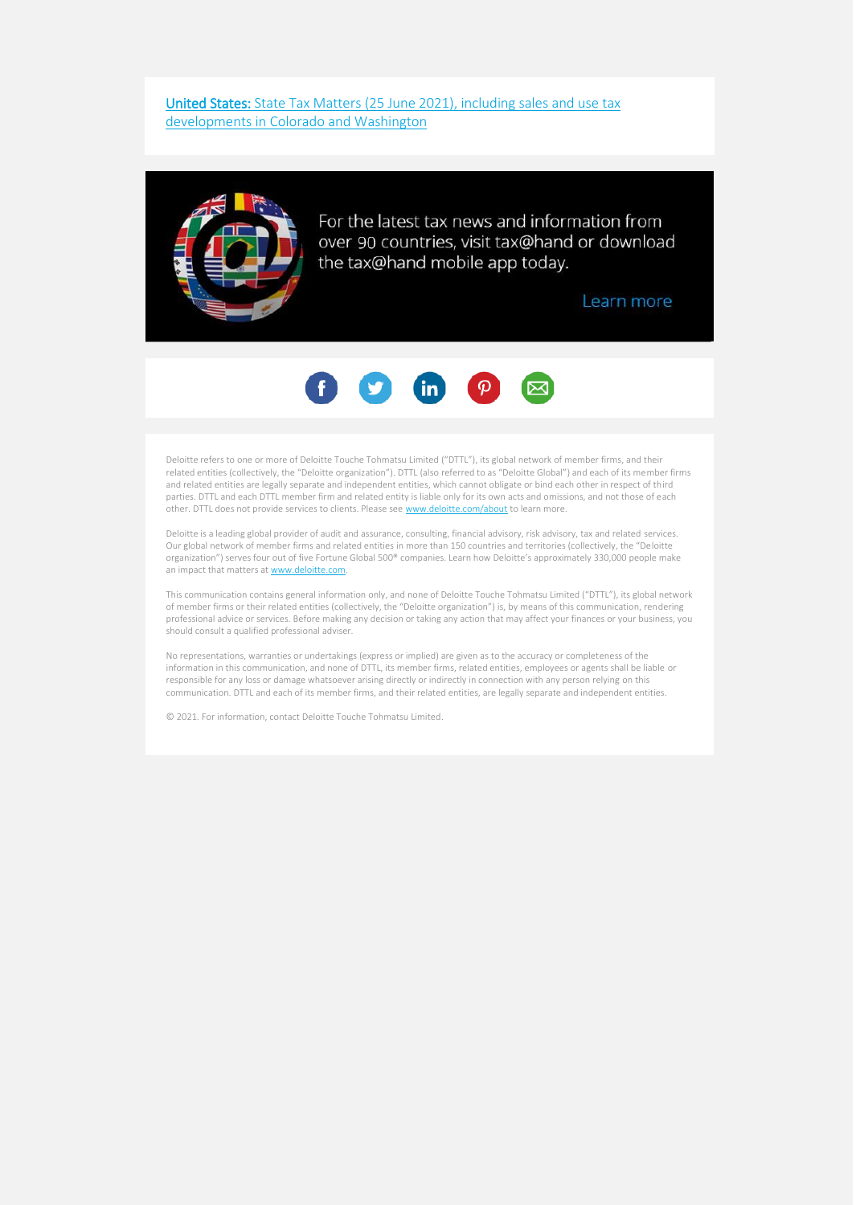**United States:** State Tax Matters (25 June 2021), including sales and use tax developments in Colorado and Washington

For the latest tax news and information from over 90 countries, visit tax@hand or download the tax@hand mobile app today.

Learn more

Deloitte refers to one or more of Deloitte Touche Tohmatsu Limited ("DTTL"), its global network of member firms, and their related entities (collectively, the "Deloitte organization"). DTTL (also referred to as "Deloitte Global") and each of its member firms and related entities are legally separate and independent entities, which cannot obligate or bind each other in respect of third parties. DTTL and each DTTL member firm and related entity is liable only for its own acts and omissions, and not those of each other. DTTL does not provide services to clients. Please see www.deloitte.com/about to learn more.

Deloitte is a leading global provider of audit and assurance, consulting, financial advisory, risk advisory, tax and related services. Our global network of member firms and related entities in more than 150 countries and territories (collectively, the "Deloitte organization") serves four out of five Fortune Global 500® companies. Learn how Deloitte's approximately 330,000 people make an impact that matters at www.deloitte.com.

This communication contains general information only, and none of Deloitte Touche Tohmatsu Limited ("DTTL"), its global network of member firms or their related entities (collectively, the "Deloitte organization") is, by means of this communication, rendering professional advice or services. Before making any decision or taking any action that may affect your finances or your business, you should consult a qualified professional adviser.

No representations, warranties or undertakings (express or implied) are given as to the accuracy or completeness of the information in this communication, and none of DTTL, its member firms, related entities, employees or agents shall be liable or responsible for any loss or damage whatsoever arising directly or indirectly in connection with any person relying on this communication. DTTL and each of its member firms, and their related entities, are legally separate and independent entities.

© 2021. For information, contact Deloitte Touche Tohmatsu Limited.